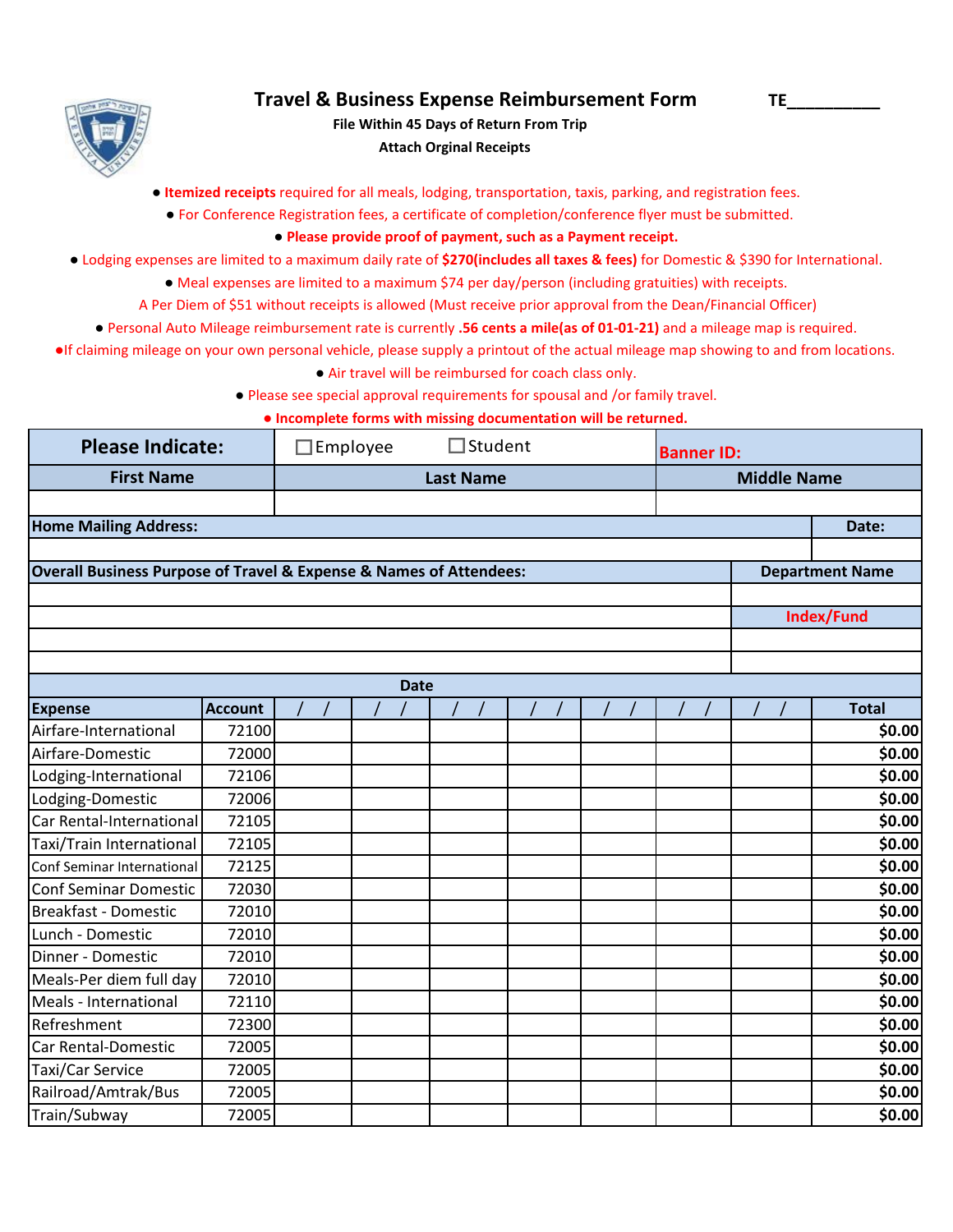# Travel & Business Expense Reimbursement Form

TE__________

**File Within 45 Days of Return From Trip**

**Attach Orginal Receipts**

- **Itemized receipts** required for all meals, lodging, transportation, taxis, parking, and registration fees.
- For Conference Registration fees, a certificate of completion/conference flyer must be submitted.
- **Please provide proof of payment, such as a Payment receipt.**
- Lodging expenses are limited to a maximum daily rate of **$270(includes all taxes & fees)** for Domestic & $390 for International.
- Meal expenses are limited to a maximum $74 per day/person (including gratuities) with receipts.

A Per Diem of $51 without receipts is allowed (Must receive prior approval from the Dean/Financial Officer)

- Personal Auto Mileage reimbursement rate is currently **.56 cents a mile(as of 01-01-21)** and a mileage map is required.
- If claiming mileage on your own personal vehicle, please supply a printout of the actual mileage map showing to and from locations.
- Air travel will be reimbursed for coach class only.
- Please see special approval requirements for spousal and /or family travel.
- **Incomplete forms with missing documentation will be returned.**

| **Please Indicate:** | ☐ Employee ☐ Student | **Banner ID:** |
|---|---|---|
| **First Name** | **Last Name** | **Middle Name** |
| | | |

| **Home Mailing Address:** | **Date:** |
|---|---|
| | |

| **Overall Business Purpose of Travel & Expense & Names of Attendees:** | **Department Name** |
|---|---|
| | |
| | **Index/Fund** |
| | |
| | |

| **Expense** | **Account** | / / | / / | / / | / / | / / | / / | / / | **Total** |
|---|---|---|---|---|---|---|---|---|---|
| Airfare-International | 72100 | | | | | | | | $0.00 |
| Airfare-Domestic | 72000 | | | | | | | | $0.00 |
| Lodging-International | 72106 | | | | | | | | $0.00 |
| Lodging-Domestic | 72006 | | | | | | | | $0.00 |
| Car Rental-International | 72105 | | | | | | | | $0.00 |
| Taxi/Train International | 72105 | | | | | | | | $0.00 |
| Conf Seminar International | 72125 | | | | | | | | $0.00 |
| Conf Seminar Domestic | 72030 | | | | | | | | $0.00 |
| Breakfast - Domestic | 72010 | | | | | | | | $0.00 |
| Lunch - Domestic | 72010 | | | | | | | | $0.00 |
| Dinner - Domestic | 72010 | | | | | | | | $0.00 |
| Meals-Per diem full day | 72010 | | | | | | | | $0.00 |
| Meals - International | 72110 | | | | | | | | $0.00 |
| Refreshment | 72300 | | | | | | | | $0.00 |
| Car Rental-Domestic | 72005 | | | | | | | | $0.00 |
| Taxi/Car Service | 72005 | | | | | | | | $0.00 |
| Railroad/Amtrak/Bus | 72005 | | | | | | | | $0.00 |
| Train/Subway | 72005 | | | | | | | | $0.00 |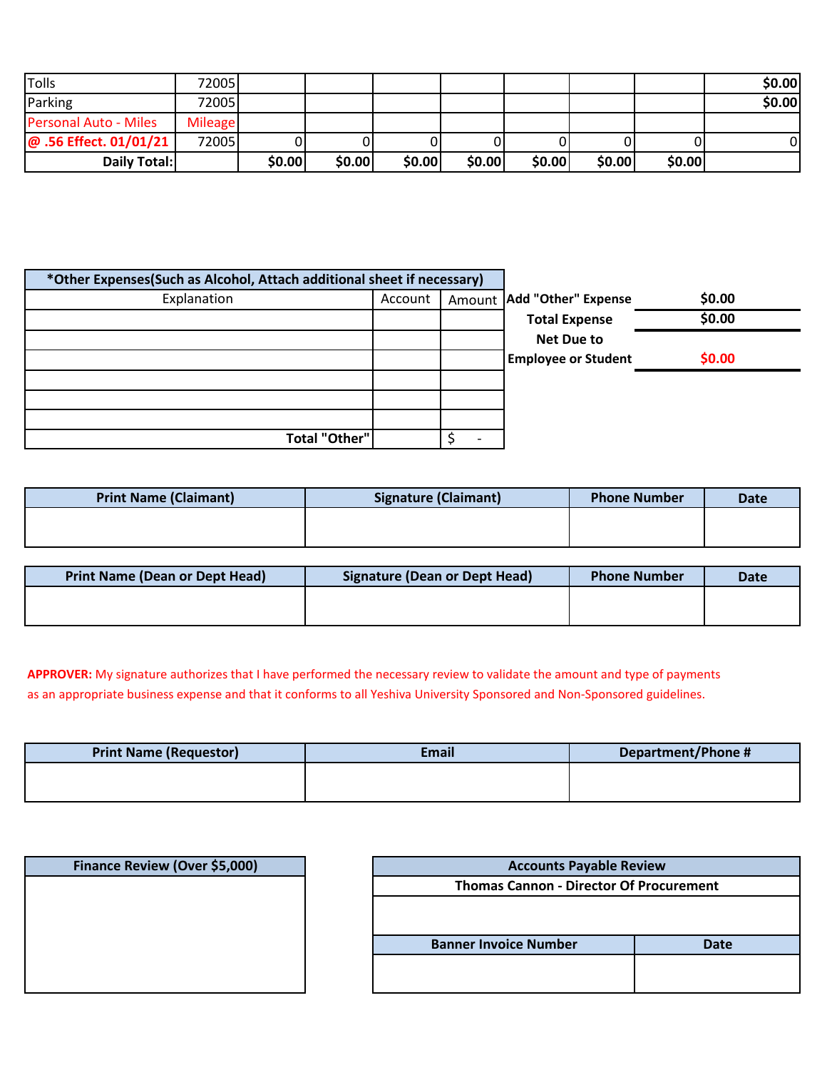| | | | | | | | | | |
|---|---|---|---|---|---|---|---|---|---|
| Tolls | 72005 | | | | | | | | $0.00 |
| Parking | 72005 | | | | | | | | $0.00 |
| Personal Auto - Miles | Mileage | | | | | | | | |
| **@ .56 Effect. 01/01/21** | 72005 | 0 | 0 | 0 | 0 | 0 | 0 | 0 | 0 |
| **Daily Total:** | | **$0.00** | **$0.00** | **$0.00** | **$0.00** | **$0.00** | **$0.00** | **$0.00** | |

| ***Other Expenses(Such as Alcohol, Attach additional sheet if necessary)** | | |
|---|---|---|
| Explanation | Account | Amount |
| | | |
| | | |
| | | |
| | | |
| | | |
| | | |
| **Total "Other"** | | $ - |

| | |
|---|---|
| **Add "Other" Expense** | **$0.00** |
| **Total Expense** | **$0.00** |
| **Net Due to Employee or Student** | **$0.00** |

| Print Name (Claimant) | Signature (Claimant) | Phone Number | Date |
|---|---|---|---|
| | | | |

| Print Name (Dean or Dept Head) | Signature (Dean or Dept Head) | Phone Number | Date |
|---|---|---|---|
| | | | |

**APPROVER:** My signature authorizes that I have performed the necessary review to validate the amount and type of payments as an appropriate business expense and that it conforms to all Yeshiva University Sponsored and Non-Sponsored guidelines.

| Print Name (Requestor) | Email | Department/Phone # |
|---|---|---|
| | | |

| Finance Review (Over $5,000) |
|---|
| |

| Accounts Payable Review | |
|---|---|
| **Thomas Cannon - Director Of Procurement** | |
| | |
| **Banner Invoice Number** | **Date** |
| | |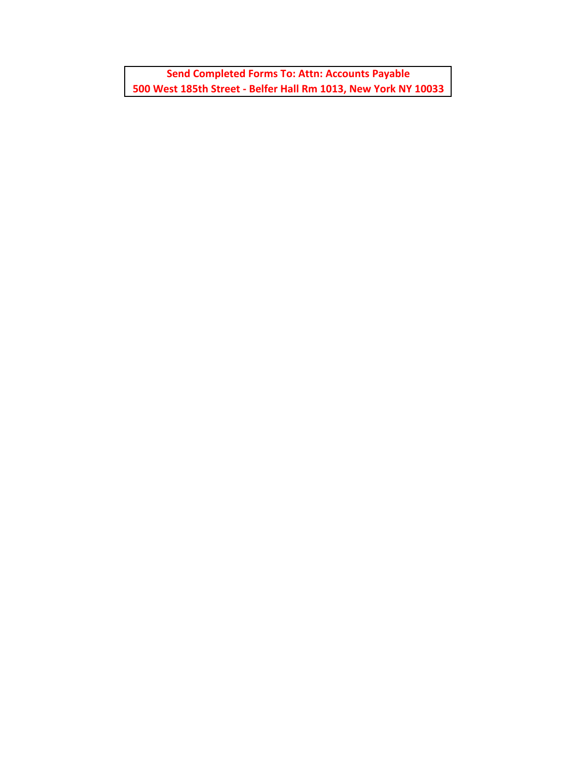**Send Completed Forms To: Attn: Accounts Payable**
**500 West 185th Street - Belfer Hall Rm 1013, New York NY 10033**